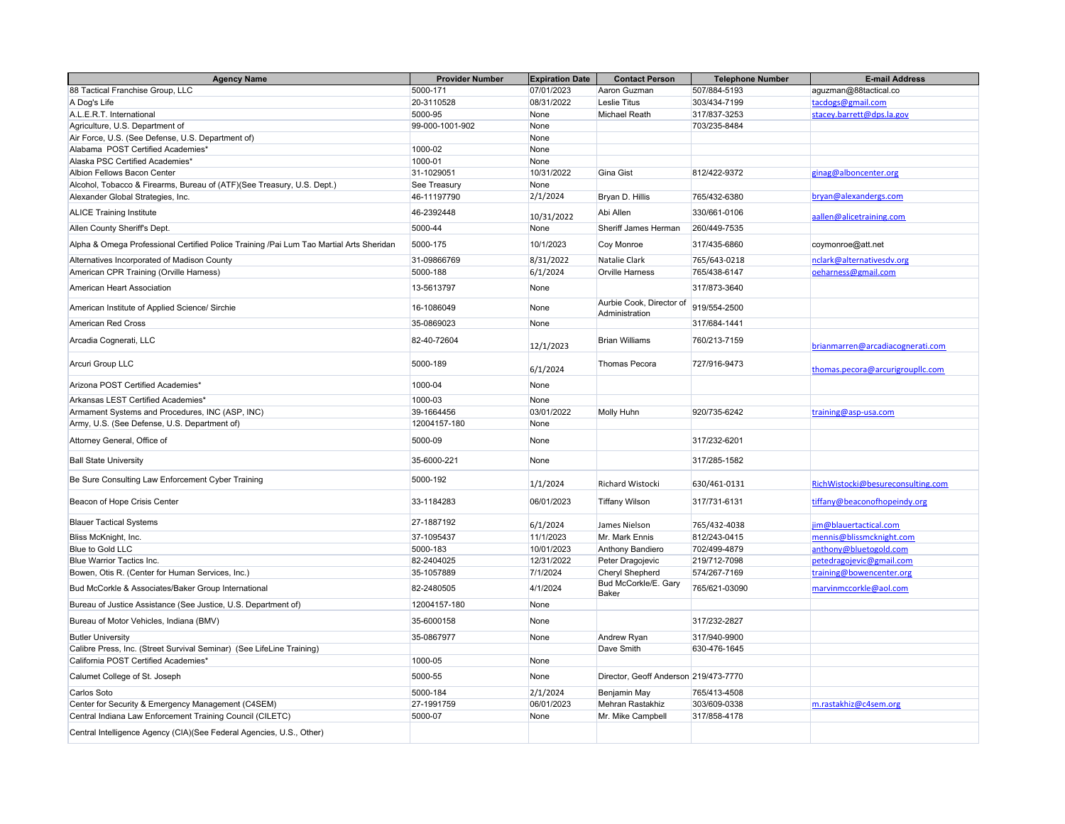| Agency Name | Provider Number | Expiration Date | Contact Person | Telephone Number | E-mail Address |
|---|---|---|---|---|---|
| 88 Tactical Franchise Group, LLC | 5000-171 | 07/01/2023 | Aaron Guzman | 507/884-5193 | aguzman@88tactical.co |
| A Dog's Life | 20-3110528 | 08/31/2022 | Leslie Titus | 303/434-7199 | tacdogs@gmail.com |
| A.L.E.R.T. International | 5000-95 | None | Michael Reath | 317/837-3253 | stacey.barrett@dps.la.gov |
| Agriculture, U.S. Department of | 99-000-1001-902 | None | | 703/235-8484 | |
| Air Force, U.S. (See Defense, U.S. Department of) | | None | | | |
| Alabama POST Certified Academies* | 1000-02 | None | | | |
| Alaska PSC Certified Academies* | 1000-01 | None | | | |
| Albion Fellows Bacon Center | 31-1029051 | 10/31/2022 | Gina Gist | 812/422-9372 | ginag@alboncenter.org |
| Alcohol, Tobacco & Firearms, Bureau of (ATF)(See Treasury, U.S. Dept.) | See Treasury | None | | | |
| Alexander Global Strategies, Inc. | 46-11197790 | 2/1/2024 | Bryan D. Hillis | 765/432-6380 | bryan@alexandergs.com |
| ALICE Training Institute | 46-2392448 | 10/31/2022 | Abi Allen | 330/661-0106 | aallen@alicetraining.com |
| Allen County Sheriff's Dept. | 5000-44 | None | Sheriff James Herman | 260/449-7535 | |
| Alpha & Omega Professional Certified Police Training /Pai Lum Tao Martial Arts Sheridan | 5000-175 | 10/1/2023 | Coy Monroe | 317/435-6860 | coymonroe@att.net |
| Alternatives Incorporated of Madison County | 31-09866769 | 8/31/2022 | Natalie Clark | 765/643-0218 | nclark@alternativesdv.org |
| American CPR Training (Orville Harness) | 5000-188 | 6/1/2024 | Orville Harness | 765/438-6147 | oeharness@gmail.com |
| American Heart Association | 13-5613797 | None | | 317/873-3640 | |
| American Institute of Applied Science/ Sirchie | 16-1086049 | None | Aurbie Cook, Director of Administration | 919/554-2500 | |
| American Red Cross | 35-0869023 | None | | 317/684-1441 | |
| Arcadia Cognerati, LLC | 82-40-72604 | 12/1/2023 | Brian Williams | 760/213-7159 | brianmarren@arcadiacognerati.com |
| Arcuri Group LLC | 5000-189 | 6/1/2024 | Thomas Pecora | 727/916-9473 | thomas.pecora@arcurigroupllc.com |
| Arizona POST Certified Academies* | 1000-04 | None | | | |
| Arkansas LEST Certified Academies* | 1000-03 | None | | | |
| Armament Systems and Procedures, INC (ASP, INC) | 39-1664456 | 03/01/2022 | Molly Huhn | 920/735-6242 | training@asp-usa.com |
| Army, U.S. (See Defense, U.S. Department of) | 12004157-180 | None | | | |
| Attorney General, Office of | 5000-09 | None | | 317/232-6201 | |
| Ball State University | 35-6000-221 | None | | 317/285-1582 | |
| Be Sure Consulting Law Enforcement Cyber Training | 5000-192 | 1/1/2024 | Richard Wistocki | 630/461-0131 | RichWistocki@besureconsulting.com |
| Beacon of Hope Crisis Center | 33-1184283 | 06/01/2023 | Tiffany Wilson | 317/731-6131 | tiffany@beaconofhopeindy.org |
| Blauer Tactical Systems | 27-1887192 | 6/1/2024 | James Nielson | 765/432-4038 | jim@blauertactical.com |
| Bliss McKnight, Inc. | 37-1095437 | 11/1/2023 | Mr. Mark Ennis | 812/243-0415 | mennis@blissmcknight.com |
| Blue to Gold LLC | 5000-183 | 10/01/2023 | Anthony Bandiero | 702/499-4879 | anthony@bluetogold.com |
| Blue Warrior Tactics Inc. | 82-2404025 | 12/31/2022 | Peter Dragojevic | 219/712-7098 | petedragojevic@gmail.com |
| Bowen, Otis R. (Center for Human Services, Inc.) | 35-1057889 | 7/1/2024 | Cheryl Shepherd | 574/267-7169 | training@bowencenter.org |
| Bud McCorkle & Associates/Baker Group International | 82-2480505 | 4/1/2024 | Bud McCorkle/E. Gary Baker | 765/621-03090 | marvinmccorkle@aol.com |
| Bureau of Justice Assistance (See Justice, U.S. Department of) | 12004157-180 | None | | | |
| Bureau of Motor Vehicles, Indiana (BMV) | 35-6000158 | None | | 317/232-2827 | |
| Butler University | 35-0867977 | None | Andrew Ryan | 317/940-9900 | |
| Calibre Press, Inc. (Street Survival Seminar) (See LifeLine Training) | | | Dave Smith | 630-476-1645 | |
| California POST Certified Academies* | 1000-05 | None | | | |
| Calumet College of St. Joseph | 5000-55 | None | Director, Geoff Anderson | 219/473-7770 | |
| Carlos Soto | 5000-184 | 2/1/2024 | Benjamin May | 765/413-4508 | |
| Center for Security & Emergency Management (C4SEM) | 27-1991759 | 06/01/2023 | Mehran Rastakhiz | 303/609-0338 | m.rastakhiz@c4sem.org |
| Central Indiana Law Enforcement Training Council (CILETC) | 5000-07 | None | Mr. Mike Campbell | 317/858-4178 | |
| Central Intelligence Agency (CIA)(See Federal Agencies, U.S., Other) | | | | | |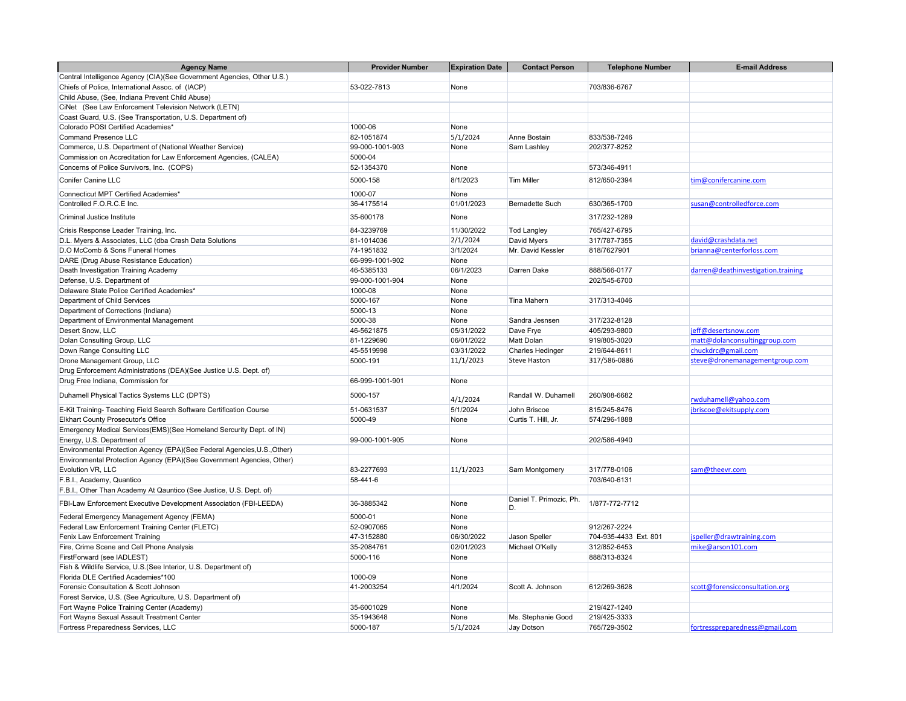| Agency Name | Provider Number | Expiration Date | Contact Person | Telephone Number | E-mail Address |
|---|---|---|---|---|---|
| Central Intelligence Agency (CIA)(See Government Agencies, Other U.S.) | | | | | |
| Chiefs of Police, International Assoc. of (IACP) | 53-022-7813 | None | | 703/836-6767 | |
| Child Abuse, (See, Indiana Prevent Child Abuse) | | | | | |
| CiNet (See Law Enforcement Television Network (LETN) | | | | | |
| Coast Guard, U.S. (See Transportation, U.S. Department of) | | | | | |
| Colorado POSt Certified Academies* | 1000-06 | None | | | |
| Command Presence LLC | 82-1051874 | 5/1/2024 | Anne Bostain | 833/538-7246 | |
| Commerce, U.S. Department of (National Weather Service) | 99-000-1001-903 | None | Sam Lashley | 202/377-8252 | |
| Commission on Accreditation for Law Enforcement Agencies, (CALEA) | 5000-04 | | | | |
| Concerns of Police Survivors, Inc. (COPS) | 52-1354370 | None | | 573/346-4911 | |
| Conifer Canine LLC | 5000-158 | 8/1/2023 | Tim Miller | 812/650-2394 | tim@conifercanine.com |
| Connecticut MPT Certified Academies* | 1000-07 | None | | | |
| Controlled F.O.R.C.E Inc. | 36-4175514 | 01/01/2023 | Bernadette Such | 630/365-1700 | susan@controlledforce.com |
| Criminal Justice Institute | 35-600178 | None | | 317/232-1289 | |
| Crisis Response Leader Training, Inc. | 84-3239769 | 11/30/2022 | Tod Langley | 765/427-6795 | |
| D.L. Myers & Associates, LLC (dba Crash Data Solutions | 81-1014036 | 2/1/2024 | David Myers | 317/787-7355 | david@crashdata.net |
| D.O McComb & Sons Funeral Homes | 74-1951832 | 3/1/2024 | Mr. David Kessler | 818/7627901 | brianna@centerforloss.com |
| DARE (Drug Abuse Resistance Education) | 66-999-1001-902 | None | | | |
| Death Investigation Training Academy | 46-5385133 | 06/1/2023 | Darren Dake | 888/566-0177 | darren@deathinvestigation.training |
| Defense, U.S. Department of | 99-000-1001-904 | None | | 202/545-6700 | |
| Delaware State Police Certified Academies* | 1000-08 | None | | | |
| Department of Child Services | 5000-167 | None | Tina Mahern | 317/313-4046 | |
| Department of Corrections (Indiana) | 5000-13 | None | | | |
| Department of Environmental Management | 5000-38 | None | Sandra Jesnsen | 317/232-8128 | |
| Desert Snow, LLC | 46-5621875 | 05/31/2022 | Dave Frye | 405/293-9800 | jeff@desertsnow.com |
| Dolan Consulting Group, LLC | 81-1229690 | 06/01/2022 | Matt Dolan | 919/805-3020 | matt@dolanconsultinggroup.com |
| Down Range Consulting LLC | 45-5519998 | 03/31/2022 | Charles Hedinger | 219/644-8611 | chuckdrc@gmail.com |
| Drone Management Group, LLC | 5000-191 | 11/1/2023 | Steve Haston | 317/586-0886 | steve@dronemanagementgroup.com |
| Drug Enforcement Administrations (DEA)(See Justice U.S. Dept. of) | | | | | |
| Drug Free Indiana, Commission for | 66-999-1001-901 | None | | | |
| Duhamell Physical Tactics Systems LLC (DPTS) | 5000-157 | 4/1/2024 | Randall W. Duhamell | 260/908-6682 | rwduhamell@yahoo.com |
| E-Kit Training- Teaching Field Search Software Certification Course | 51-0631537 | 5/1/2024 | John Briscoe | 815/245-8476 | jbriscoe@ekitsupply.com |
| Elkhart County Prosecutor's Office | 5000-49 | None | Curtis T. Hill, Jr. | 574/296-1888 | |
| Emergency Medical Services(EMS)(See Homeland Sercurity Dept. of IN) | | | | | |
| Energy, U.S. Department of | 99-000-1001-905 | None | | 202/586-4940 | |
| Environmental Protection Agency (EPA)(See Federal Agencies,U.S.,Other) | | | | | |
| Environmental Protection Agency (EPA)(See Government Agencies, Other) | | | | | |
| Evolution VR, LLC | 83-2277693 | 11/1/2023 | Sam Montgomery | 317/778-0106 | sam@theevr.com |
| F.B.I., Academy, Quantico | 58-441-6 | | | 703/640-6131 | |
| F.B.I., Other Than Academy At Qauntico (See Justice, U.S. Dept. of) | | | | | |
| FBI-Law Enforcement Executive Development Association (FBI-LEEDA) | 36-3885342 | None | Daniel T. Primozic, Ph. D. | 1/877-772-7712 | |
| Federal Emergency Management Agency (FEMA) | 5000-01 | None | | | |
| Federal Law Enforcement Training Center (FLETC) | 52-0907065 | None | | 912/267-2224 | |
| Fenix Law Enforcement Training | 47-3152880 | 06/30/2022 | Jason Speller | 704-935-4433 Ext. 801 | jspeller@drawtraining.com |
| Fire, Crime Scene and Cell Phone Analysis | 35-2084761 | 02/01/2023 | Michael O'Kelly | 312/852-6453 | mike@arson101.com |
| FirstForward (see IADLEST) | 5000-116 | None | | 888/313-8324 | |
| Fish & Wildlife Service, U.S.(See Interior, U.S. Department of) | | | | | |
| Florida DLE Certified Academies*100 | 1000-09 | None | | | |
| Forensic Consultation & Scott Johnson | 41-2003254 | 4/1/2024 | Scott A. Johnson | 612/269-3628 | scott@forensicconsultation.org |
| Forest Service, U.S. (See Agriculture, U.S. Department of) | | | | | |
| Fort Wayne Police Training Center (Academy) | 35-6001029 | None | | 219/427-1240 | |
| Fort Wayne Sexual Assault Treatment Center | 35-1943648 | None | Ms. Stephanie Good | 219/425-3333 | |
| Fortress Preparedness Services, LLC | 5000-187 | 5/1/2024 | Jay Dotson | 765/729-3502 | fortresspreparedness@gmail.com |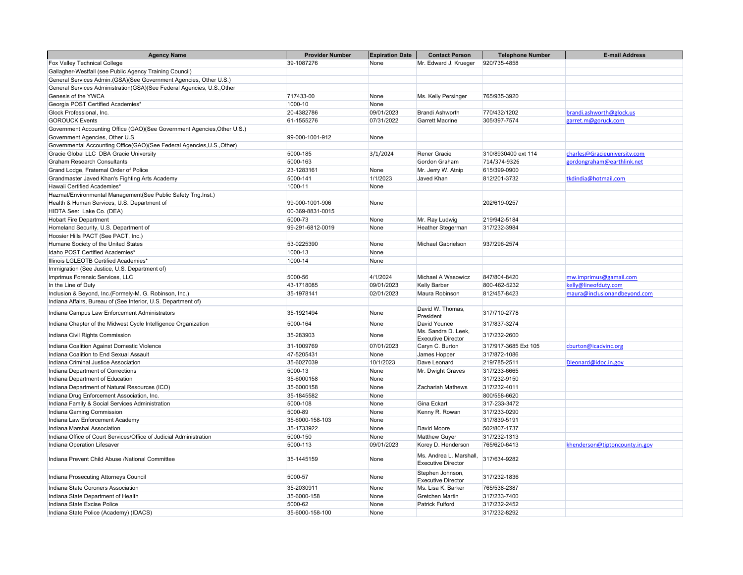| Agency Name | Provider Number | Expiration Date | Contact Person | Telephone Number | E-mail Address |
|---|---|---|---|---|---|
| Fox Valley Technical College | 39-1087276 | None | Mr. Edward J. Krueger | 920/735-4858 | |
| Gallagher-Westfall (see Public Agency Training Council) | | | | | |
| General Services Admin.(GSA)(See Government Agencies, Other U.S.) | | | | | |
| General Services Administration(GSA)(See Federal Agencies, U.S.,Other | | | | | |
| Genesis of the YWCA | 717433-00 | None | Ms. Kelly Persinger | 765/935-3920 | |
| Georgia POST Certified Academies* | 1000-10 | None | | | |
| Glock Professional, Inc. | 20-4382786 | 09/01/2023 | Brandi Ashworth | 770/432/1202 | brandi.ashworth@glock.us |
| GOROUCK Events | 61-1555276 | 07/31/2022 | Garrett Macrine | 305/397-7574 | garret.m@goruck.com |
| Government Accounting Office (GAO)(See Government Agencies,Other U.S.) | | | | | |
| Government Agencies, Other U.S. | 99-000-1001-912 | None | | | |
| Governmental Accounting Office(GAO)(See Federal Agencies,U.S.,Other) | | | | | |
| Gracie Global LLC DBA Gracie University | 5000-185 | 3/1/2024 | Rener Gracie | 310/8930400 ext 114 | charles@Gracieuniversity.com |
| Graham Research Consultants | 5000-163 | | Gordon Graham | 714/374-9326 | gordongraham@earthlink.net |
| Grand Lodge, Fraternal Order of Police | 23-1283161 | None | Mr. Jerry W. Atnip | 615/399-0900 | |
| Grandmaster Javed Khan's Fighting Arts Academy | 5000-141 | 1/1/2023 | Javed Khan | 812/201-3732 | tkdindia@hotmail.com |
| Hawaii Certified Academies* | 1000-11 | None | | | |
| Hazmat/Environmental Management(See Public Safety Tng.Inst.) | | | | | |
| Health & Human Services, U.S. Department of | 99-000-1001-906 | None | | 202/619-0257 | |
| HIDTA See: Lake Co. (DEA) | 00-369-8831-0015 | | | | |
| Hobart Fire Department | 5000-73 | None | Mr. Ray Ludwig | 219/942-5184 | |
| Homeland Security, U.S. Department of | 99-291-6812-0019 | None | Heather Stegerman | 317/232-3984 | |
| Hoosier Hills PACT (See PACT, Inc.) | | | | | |
| Humane Society of the United States | 53-0225390 | None | Michael Gabrielson | 937/296-2574 | |
| Idaho POST Certified Academies* | 1000-13 | None | | | |
| Illinois LGLEOTB Certified Academies* | 1000-14 | None | | | |
| Immigration (See Justice, U.S. Department of) | | | | | |
| Imprimus Forensic Services, LLC | 5000-56 | 4/1/2024 | Michael A Wasowicz | 847/804-8420 | mw.imprimus@gamail.com |
| In the Line of Duty | 43-1718085 | 09/01/2023 | Kelly Barber | 800-462-5232 | kelly@lineofduty.com |
| Inclusion & Beyond, Inc.(Formely-M. G. Robinson, Inc.) | 35-1978141 | 02/01/2023 | Maura Robinson | 812/457-8423 | maura@inclusionandbeyond.com |
| Indiana Affairs, Bureau of (See Interior, U.S. Department of) | | | | | |
| Indiana Campus Law Enforcement Administrators | 35-1921494 | None | David W. Thomas, President | 317/710-2778 | |
| Indiana Chapter of the Midwest Cycle Intelligence Organization | 5000-164 | None | David Younce | 317/837-3274 | |
| Indiana Civil Rights Commission | 35-283903 | None | Ms. Sandra D. Leek, Executive Director | 317/232-2600 | |
| Indiana Coalition Against Domestic Violence | 31-1009769 | 07/01/2023 | Caryn C. Burton | 317/917-3685 Ext 105 | cburton@icadvinc.org |
| Indiana Coalition to End Sexual Assault | 47-5205431 | None | James Hopper | 317/872-1086 | |
| Indiana Criminal Justice Association | 35-6027039 | 10/1/2023 | Dave Leonard | 219/785-2511 | Dleonard@idoc.in.gov |
| Indiana Department of Corrections | 5000-13 | None | Mr. Dwight Graves | 317/233-6665 | |
| Indiana Department of Education | 35-6000158 | None | | 317/232-9150 | |
| Indiana Department of Natural Resources (ICO) | 35-6000158 | None | Zachariah Mathews | 317/232-4011 | |
| Indiana Drug Enforcement Association, Inc. | 35-1845582 | None | | 800/558-6620 | |
| Indiana Family & Social Services Administration | 5000-108 | None | Gina Eckart | 317-233-3472 | |
| Indiana Gaming Commission | 5000-89 | None | Kenny R. Rowan | 317/233-0290 | |
| Indiana Law Enforcement Academy | 35-6000-158-103 | None | | 317/839-5191 | |
| Indiana Marshal Association | 35-1733922 | None | David Moore | 502/807-1737 | |
| Indiana Office of Court Services/Office of Judicial Administration | 5000-150 | None | Matthew Guyer | 317/232-1313 | |
| Indiana Operation Lifesaver | 5000-113 | 09/01/2023 | Korey D. Henderson | 765/620-6413 | khenderson@tiptoncounty.in.gov |
| Indiana Prevent Child Abuse /National Committee | 35-1445159 | None | Ms. Andrea L. Marshall, Executive Director | 317/634-9282 | |
| Indiana Prosecuting Attorneys Council | 5000-57 | None | Stephen Johnson, Executive Director | 317/232-1836 | |
| Indiana State Coroners Association | 35-2030911 | None | Ms. Lisa K. Barker | 765/538-2387 | |
| Indiana State Department of Health | 35-6000-158 | None | Gretchen Martin | 317/233-7400 | |
| Indiana State Excise Police | 5000-62 | None | Patrick Fulford | 317/232-2452 | |
| Indiana State Police (Academy) (IDACS) | 35-6000-158-100 | None | | 317/232-8292 | |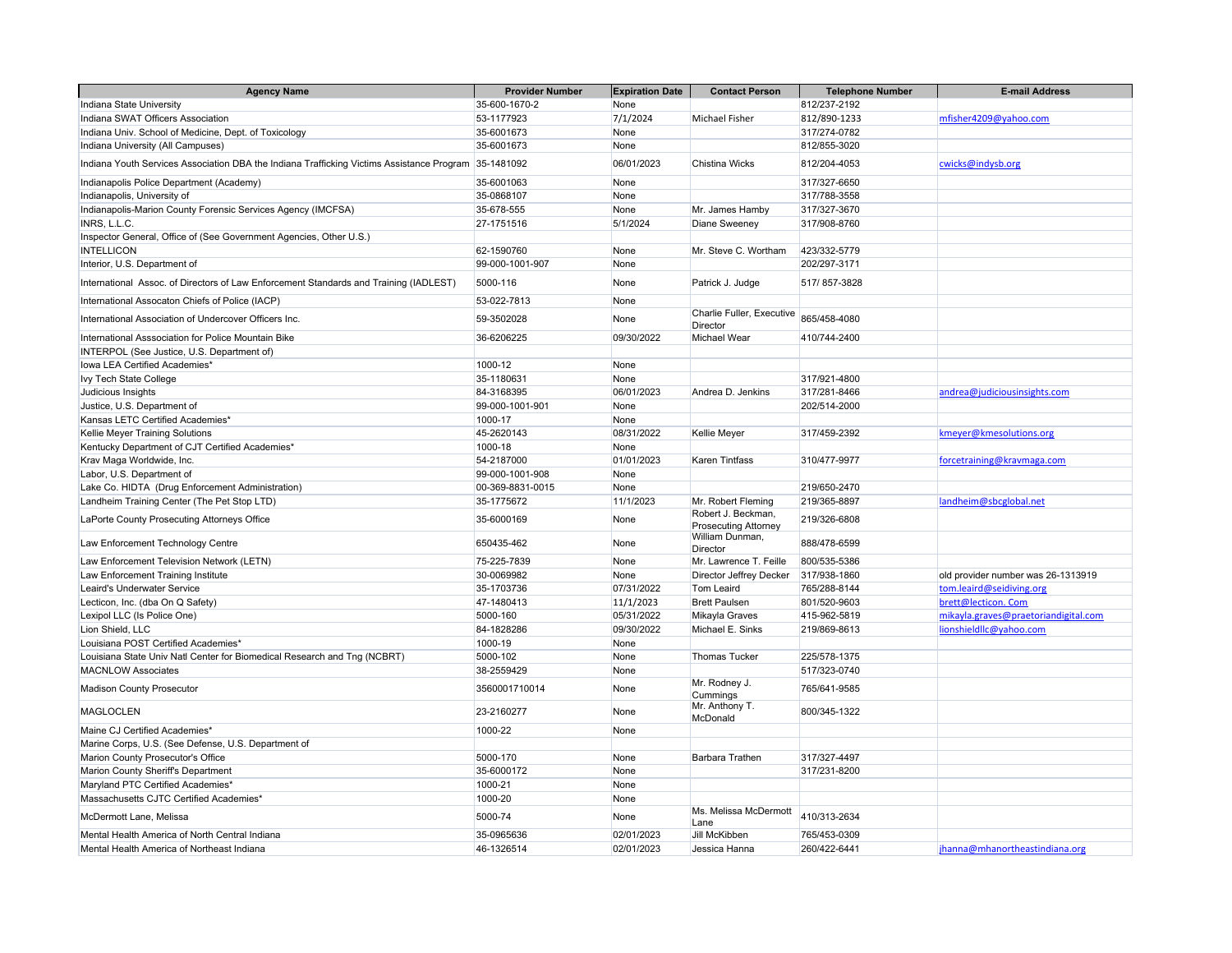| Agency Name | Provider Number | Expiration Date | Contact Person | Telephone Number | E-mail Address |
|---|---|---|---|---|---|
| Indiana State University | 35-600-1670-2 | None | | 812/237-2192 | |
| Indiana SWAT Officers Association | 53-1177923 | 7/1/2024 | Michael Fisher | 812/890-1233 | mfisher4209@yahoo.com |
| Indiana Univ. School of Medicine, Dept. of Toxicology | 35-6001673 | None | | 317/274-0782 | |
| Indiana University (All Campuses) | 35-6001673 | None | | 812/855-3020 | |
| Indiana Youth Services Association DBA the Indiana Trafficking Victims Assistance Program | 35-1481092 | 06/01/2023 | Chistina Wicks | 812/204-4053 | cwicks@indysb.org |
| Indianapolis Police Department (Academy) | 35-6001063 | None | | 317/327-6650 | |
| Indianapolis, University of | 35-0868107 | None | | 317/788-3558 | |
| Indianapolis-Marion County Forensic Services Agency (IMCFSA) | 35-678-555 | None | Mr. James Hamby | 317/327-3670 | |
| INRS, L.L.C. | 27-1751516 | 5/1/2024 | Diane Sweeney | 317/908-8760 | |
| Inspector General, Office of (See Government Agencies, Other U.S.) | | | | | |
| INTELLICON | 62-1590760 | None | Mr. Steve C. Wortham | 423/332-5779 | |
| Interior, U.S. Department of | 99-000-1001-907 | None | | 202/297-3171 | |
| International Assoc. of Directors of Law Enforcement Standards and Training (IADLEST) | 5000-116 | None | Patrick J. Judge | 517/ 857-3828 | |
| International Assocaton Chiefs of Police (IACP) | 53-022-7813 | None | | | |
| International Association of Undercover Officers Inc. | 59-3502028 | None | Charlie Fuller, Executive Director | 865/458-4080 | |
| International Asssociation for Police Mountain Bike | 36-6206225 | 09/30/2022 | Michael Wear | 410/744-2400 | |
| INTERPOL (See Justice, U.S. Department of) | | | | | |
| Iowa LEA Certified Academies* | 1000-12 | None | | | |
| Ivy Tech State College | 35-1180631 | None | | 317/921-4800 | |
| Judicious Insights | 84-3168395 | 06/01/2023 | Andrea D. Jenkins | 317/281-8466 | andrea@judiciousinsights.com |
| Justice, U.S. Department of | 99-000-1001-901 | None | | 202/514-2000 | |
| Kansas LETC Certified Academies* | 1000-17 | None | | | |
| Kellie Meyer Training Solutions | 45-2620143 | 08/31/2022 | Kellie Meyer | 317/459-2392 | kmeyer@kmesolutions.org |
| Kentucky Department of CJT Certified Academies* | 1000-18 | None | | | |
| Krav Maga Worldwide, Inc. | 54-2187000 | 01/01/2023 | Karen Tintfass | 310/477-9977 | forcetraining@kravmaga.com |
| Labor, U.S. Department of | 99-000-1001-908 | None | | | |
| Lake Co. HIDTA (Drug Enforcement Administration) | 00-369-8831-0015 | None | | 219/650-2470 | |
| Landheim Training Center (The Pet Stop LTD) | 35-1775672 | 11/1/2023 | Mr. Robert Fleming | 219/365-8897 | landheim@sbcglobal.net |
| LaPorte County Prosecuting Attorneys Office | 35-6000169 | None | Robert J. Beckman, Prosecuting Attorney | 219/326-6808 | |
| Law Enforcement Technology Centre | 650435-462 | None | William Dunman, Director | 888/478-6599 | |
| Law Enforcement Television Network (LETN) | 75-225-7839 | None | Mr. Lawrence T. Feille | 800/535-5386 | |
| Law Enforcement Training Institute | 30-0069982 | None | Director Jeffrey Decker | 317/938-1860 | old provider number was 26-1313919 |
| Leaird's Underwater Service | 35-1703736 | 07/31/2022 | Tom Leaird | 765/288-8144 | tom.leaird@seidiving.org |
| Lecticon, Inc. (dba On Q Safety) | 47-1480413 | 11/1/2023 | Brett Paulsen | 801/520-9603 | brett@lecticon. Com |
| Lexipol LLC (Is Police One) | 5000-160 | 05/31/2022 | Mikayla Graves | 415-962-5819 | mikayla.graves@praetoriandigital.com |
| Lion Shield, LLC | 84-1828286 | 09/30/2022 | Michael E. Sinks | 219/869-8613 | lionshieldllc@yahoo.com |
| Louisiana POST Certified Academies* | 1000-19 | None | | | |
| Louisiana State Univ Natl Center for Biomedical Research and Tng (NCBRT) | 5000-102 | None | Thomas Tucker | 225/578-1375 | |
| MACNLOW Associates | 38-2559429 | None | | 517/323-0740 | |
| Madison County Prosecutor | 3560001710014 | None | Mr. Rodney J. Cummings | 765/641-9585 | |
| MAGLOCLEN | 23-2160277 | None | Mr. Anthony T. McDonald | 800/345-1322 | |
| Maine CJ Certified Academies* | 1000-22 | None | | | |
| Marine Corps, U.S. (See Defense, U.S. Department of | | | | | |
| Marion County Prosecutor's Office | 5000-170 | None | Barbara Trathen | 317/327-4497 | |
| Marion County Sheriff's Department | 35-6000172 | None | | 317/231-8200 | |
| Maryland PTC Certified Academies* | 1000-21 | None | | | |
| Massachusetts CJTC Certified Academies* | 1000-20 | None | | | |
| McDermott Lane, Melissa | 5000-74 | None | Ms. Melissa McDermott Lane | 410/313-2634 | |
| Mental Health America of North Central Indiana | 35-0965636 | 02/01/2023 | Jill McKibben | 765/453-0309 | |
| Mental Health America of Northeast Indiana | 46-1326514 | 02/01/2023 | Jessica Hanna | 260/422-6441 | jhanna@mhanortheastindiana.org |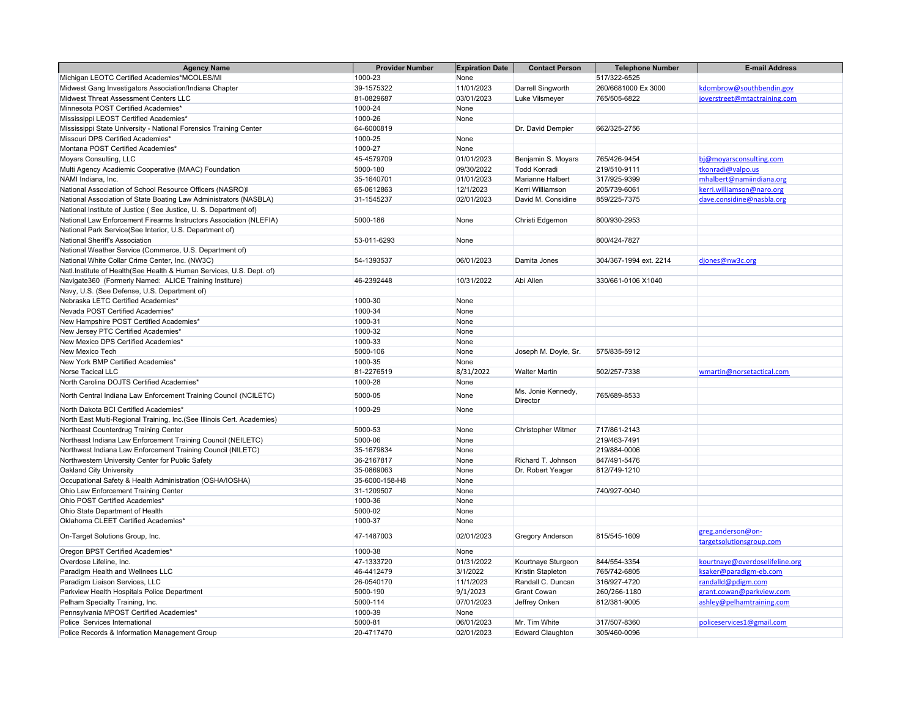| Agency Name | Provider Number | Expiration Date | Contact Person | Telephone Number | E-mail Address |
|---|---|---|---|---|---|
| Michigan LEOTC Certified Academies*MCOLES/MI | 1000-23 | None | | 517/322-6525 | |
| Midwest Gang Investigators Association/Indiana Chapter | 39-1575322 | 11/01/2023 | Darrell Singworth | 260/6681000 Ex 3000 | kdombrow@southbendin.gov |
| Midwest Threat Assessment Centers LLC | 81-0829687 | 03/01/2023 | Luke Vilsmeyer | 765/505-6822 | joverstreet@mtactraining.com |
| Minnesota POST Certified Academies* | 1000-24 | None | | | |
| Mississippi LEOST Certified Academies* | 1000-26 | None | | | |
| Mississippi State University - National Forensics Training Center | 64-6000819 | | Dr. David Dempier | 662/325-2756 | |
| Missouri DPS Certified Academies* | 1000-25 | None | | | |
| Montana POST Certified Academies* | 1000-27 | None | | | |
| Moyars Consulting, LLC | 45-4579709 | 01/01/2023 | Benjamin S. Moyars | 765/426-9454 | bj@moyarsconsulting.com |
| Multi Agency Academic Cooperative (MAAC) Foundation | 5000-180 | 09/30/2022 | Todd Konradi | 219/510-9111 | tkonradi@valpo.us |
| NAMI Indiana, Inc. | 35-1640701 | 01/01/2023 | Marianne Halbert | 317/925-9399 | mhalbert@namiindiana.org |
| National Association of School Resource Officers (NASRO)l | 65-0612863 | 12/1/2023 | Kerri Williamson | 205/739-6061 | kerri.williamson@naro.org |
| National Association of State Boating Law Administrators (NASBLA) | 31-1545237 | 02/01/2023 | David M. Considine | 859/225-7375 | dave.considine@nasbla.org |
| National Institute of Justice ( See Justice, U. S. Department of) | | | | | |
| National Law Enforcement Firearms Instructors Association (NLEFIA) | 5000-186 | None | Christi Edgemon | 800/930-2953 | |
| National Park Service(See Interior, U.S. Department of) | | | | | |
| National Sheriff's Association | 53-011-6293 | None | | 800/424-7827 | |
| National Weather Service (Commerce, U.S. Department of) | | | | | |
| National White Collar Crime Center, Inc. (NW3C) | 54-1393537 | 06/01/2023 | Damita Jones | 304/367-1994 ext. 2214 | djones@nw3c.org |
| Natl.Institute of Health(See Health & Human Services, U.S. Dept. of) | | | | | |
| Navigate360 (Formerly Named: ALICE Training Institure) | 46-2392448 | 10/31/2022 | Abi Allen | 330/661-0106 X1040 | |
| Navy, U.S. (See Defense, U.S. Department of) | | | | | |
| Nebraska LETC Certified Academies* | 1000-30 | None | | | |
| Nevada POST Certified Academies* | 1000-34 | None | | | |
| New Hampshire POST Certified Academies* | 1000-31 | None | | | |
| New Jersey PTC Certified Academies* | 1000-32 | None | | | |
| New Mexico DPS Certified Academies* | 1000-33 | None | | | |
| New Mexico Tech | 5000-106 | None | Joseph M. Doyle, Sr. | 575/835-5912 | |
| New York BMP Certified Academies* | 1000-35 | None | | | |
| Norse Tacical LLC | 81-2276519 | 8/31/2022 | Walter Martin | 502/257-7338 | wmartin@norsetactical.com |
| North Carolina DOJTS Certified Academies* | 1000-28 | None | | | |
| North Central Indiana Law Enforcement Training Council (NCILETC) | 5000-05 | None | Ms. Jonie Kennedy, Director | 765/689-8533 | |
| North Dakota BCI Certified Academies* | 1000-29 | None | | | |
| North East Multi-Regional Training, Inc.(See Illinois Cert. Academies) | | | | | |
| Northeast Counterdrug Training Center | 5000-53 | None | Christopher Witmer | 717/861-2143 | |
| Northeast Indiana Law Enforcement Training Council (NEILETC) | 5000-06 | None | | 219/463-7491 | |
| Northwest Indiana Law Enforcement Training Council (NILETC) | 35-1679834 | None | | 219/884-0006 | |
| Northwestern University Center for Public Safety | 36-2167817 | None | Richard T. Johnson | 847/491-5476 | |
| Oakland City University | 35-0869063 | None | Dr. Robert Yeager | 812/749-1210 | |
| Occupational Safety & Health Administration (OSHA/IOSHA) | 35-6000-158-H8 | None | | | |
| Ohio Law Enforcement Training Center | 31-1209507 | None | | 740/927-0040 | |
| Ohio POST Certified Academies* | 1000-36 | None | | | |
| Ohio State Department of Health | 5000-02 | None | | | |
| Oklahoma CLEET Certified Academies* | 1000-37 | None | | | |
| On-Target Solutions Group, Inc. | 47-1487003 | 02/01/2023 | Gregory Anderson | 815/545-1609 | greg.anderson@on-targetsolutionsgroup.com |
| Oregon BPST Certified Academies* | 1000-38 | None | | | |
| Overdose Lifeline, Inc. | 47-1333720 | 01/31/2022 | Kourtnaye Sturgeon | 844/554-3354 | kourtnaye@overdoselifeline.org |
| Paradigm Health and Wellnees LLC | 46-4412479 | 3/1/2022 | Kristin Stapleton | 765/742-6805 | ksaker@paradigm-eb.com |
| Paradigm Liaison Services, LLC | 26-0540170 | 11/1/2023 | Randall C. Duncan | 316/927-4720 | randalld@pdigm.com |
| Parkview Health Hospitals Police Department | 5000-190 | 9/1/2023 | Grant Cowan | 260/266-1180 | grant.cowan@parkview.com |
| Pelham Specialty Training, Inc. | 5000-114 | 07/01/2023 | Jeffrey Onken | 812/381-9005 | ashley@pelhamtraining.com |
| Pennsylvania MPOST Certified Academies* | 1000-39 | None | | | |
| Police Services International | 5000-81 | 06/01/2023 | Mr. Tim White | 317/507-8360 | policeservices1@gmail.com |
| Police Records & Information Management Group | 20-4717470 | 02/01/2023 | Edward Claughton | 305/460-0096 | |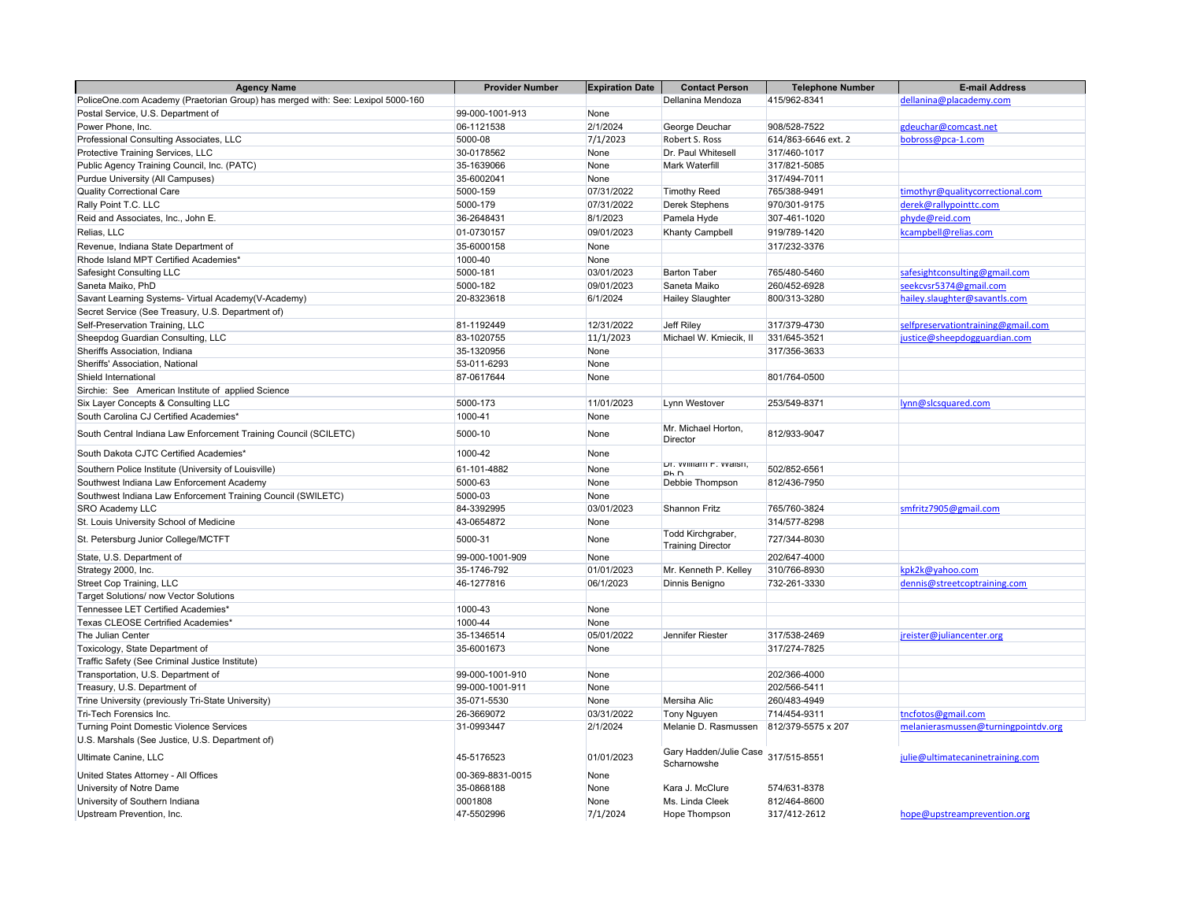| Agency Name | Provider Number | Expiration Date | Contact Person | Telephone Number | E-mail Address |
|---|---|---|---|---|---|
| PoliceOne.com Academy (Praetorian Group) has merged with: See: Lexipol 5000-160 | | | Dellanina Mendoza | 415/962-8341 | dellanina@placademy.com |
| Postal Service, U.S. Department of | 99-000-1001-913 | None | | | |
| Power Phone, Inc. | 06-1121538 | 2/1/2024 | George Deuchar | 908/528-7522 | gdeuchar@comcast.net |
| Professional Consulting Associates, LLC | 5000-08 | 7/1/2023 | Robert S. Ross | 614/863-6646 ext. 2 | bobross@pca-1.com |
| Protective Training Services, LLC | 30-0178562 | None | Dr. Paul Whitesell | 317/460-1017 | |
| Public Agency Training Council, Inc. (PATC) | 35-1639066 | None | Mark Waterfill | 317/821-5085 | |
| Purdue University (All Campuses) | 35-6002041 | None | | 317/494-7011 | |
| Quality Correctional Care | 5000-159 | 07/31/2022 | Timothy Reed | 765/388-9491 | timothyr@qualitycorrectional.com |
| Rally Point T.C. LLC | 5000-179 | 07/31/2022 | Derek Stephens | 970/301-9175 | derek@rallypointtc.com |
| Reid and Associates, Inc., John E. | 36-2648431 | 8/1/2023 | Pamela Hyde | 307-461-1020 | phyde@reid.com |
| Relias, LLC | 01-0730157 | 09/01/2023 | Khanty Campbell | 919/789-1420 | kcampbell@relias.com |
| Revenue, Indiana State Department of | 35-6000158 | None | | 317/232-3376 | |
| Rhode Island MPT Certified Academies* | 1000-40 | None | | | |
| Safesight Consulting LLC | 5000-181 | 03/01/2023 | Barton Taber | 765/480-5460 | safesightconsulting@gmail.com |
| Saneta Maiko, PhD | 5000-182 | 09/01/2023 | Saneta Maiko | 260/452-6928 | seekcvsr5374@gmail.com |
| Savant Learning Systems- Virtual Academy(V-Academy) | 20-8323618 | 6/1/2024 | Hailey Slaughter | 800/313-3280 | hailey.slaughter@savantls.com |
| Secret Service (See Treasury, U.S. Department of) | | | | | |
| Self-Preservation Training, LLC | 81-1192449 | 12/31/2022 | Jeff Riley | 317/379-4730 | selfpreservationtraining@gmail.com |
| Sheepdog Guardian Consulting, LLC | 83-1020755 | 11/1/2023 | Michael W. Kmiecik, II | 331/645-3521 | justice@sheepdogguardian.com |
| Sheriffs Association, Indiana | 35-1320956 | None | | 317/356-3633 | |
| Sheriffs' Association, National | 53-011-6293 | None | | | |
| Shield International | 87-0617644 | None | | 801/764-0500 | |
| Sirchie: See American Institute of applied Science | | | | | |
| Six Layer Concepts & Consulting LLC | 5000-173 | 11/01/2023 | Lynn Westover | 253/549-8371 | lynn@slcsquared.com |
| South Carolina CJ Certified Academies* | 1000-41 | None | | | |
| South Central Indiana Law Enforcement Training Council (SCILETC) | 5000-10 | None | Mr. Michael Horton, Director | 812/933-9047 | |
| South Dakota CJTC Certified Academies* | 1000-42 | None | | | |
| Southern Police Institute (University of Louisville) | 61-101-4882 | None | Dr. William F. Walsh, Ph.D. | 502/852-6561 | |
| Southwest Indiana Law Enforcement Academy | 5000-63 | None | Debbie Thompson | 812/436-7950 | |
| Southwest Indiana Law Enforcement Training Council (SWILETC) | 5000-03 | None | | | |
| SRO Academy LLC | 84-3392995 | 03/01/2023 | Shannon Fritz | 765/760-3824 | smfritz7905@gmail.com |
| St. Louis University School of Medicine | 43-0654872 | None | | 314/577-8298 | |
| St. Petersburg Junior College/MCTFT | 5000-31 | None | Todd Kirchgraber, Training Director | 727/344-8030 | |
| State, U.S. Department of | 99-000-1001-909 | None | | 202/647-4000 | |
| Strategy 2000, Inc. | 35-1746-792 | 01/01/2023 | Mr. Kenneth P. Kelley | 310/766-8930 | kpk2k@yahoo.com |
| Street Cop Training, LLC | 46-1277816 | 06/1/2023 | Dinnis Benigno | 732-261-3330 | dennis@streetcoptraining.com |
| Target Solutions/ now Vector Solutions | | | | | |
| Tennessee LET Certified Academies* | 1000-43 | None | | | |
| Texas CLEOSE Certrified Academies* | 1000-44 | None | | | |
| The Julian Center | 35-1346514 | 05/01/2022 | Jennifer Riester | 317/538-2469 | jreister@juliancenter.org |
| Toxicology, State Department of | 35-6001673 | None | | 317/274-7825 | |
| Traffic Safety (See Criminal Justice Institute) | | | | | |
| Transportation, U.S. Department of | 99-000-1001-910 | None | | 202/366-4000 | |
| Treasury, U.S. Department of | 99-000-1001-911 | None | | 202/566-5411 | |
| Trine University (previously Tri-State University) | 35-071-5530 | None | Mersiha Alic | 260/483-4949 | |
| Tri-Tech Forensics Inc. | 26-3669072 | 03/31/2022 | Tony Nguyen | 714/454-9311 | tncfotos@gmail.com |
| Turning Point Domestic Violence Services | 31-0993447 | 2/1/2024 | Melanie D. Rasmussen | 812/379-5575 x 207 | melanierasmussen@turningpointdv.org |
| U.S. Marshals (See Justice, U.S. Department of) | | | | | |
| Ultimate Canine, LLC | 45-5176523 | 01/01/2023 | Gary Hadden/Julie Case Scharnowshe | 317/515-8551 | julie@ultimatecaninetraining.com |
| United States Attorney - All Offices | 00-369-8831-0015 | None | | | |
| University of Notre Dame | 35-0868188 | None | Kara J. McClure | 574/631-8378 | |
| University of Southern Indiana | 0001808 | None | Ms. Linda Cleek | 812/464-8600 | |
| Upstream Prevention, Inc. | 47-5502996 | 7/1/2024 | Hope Thompson | 317/412-2612 | hope@upstreamprevention.org |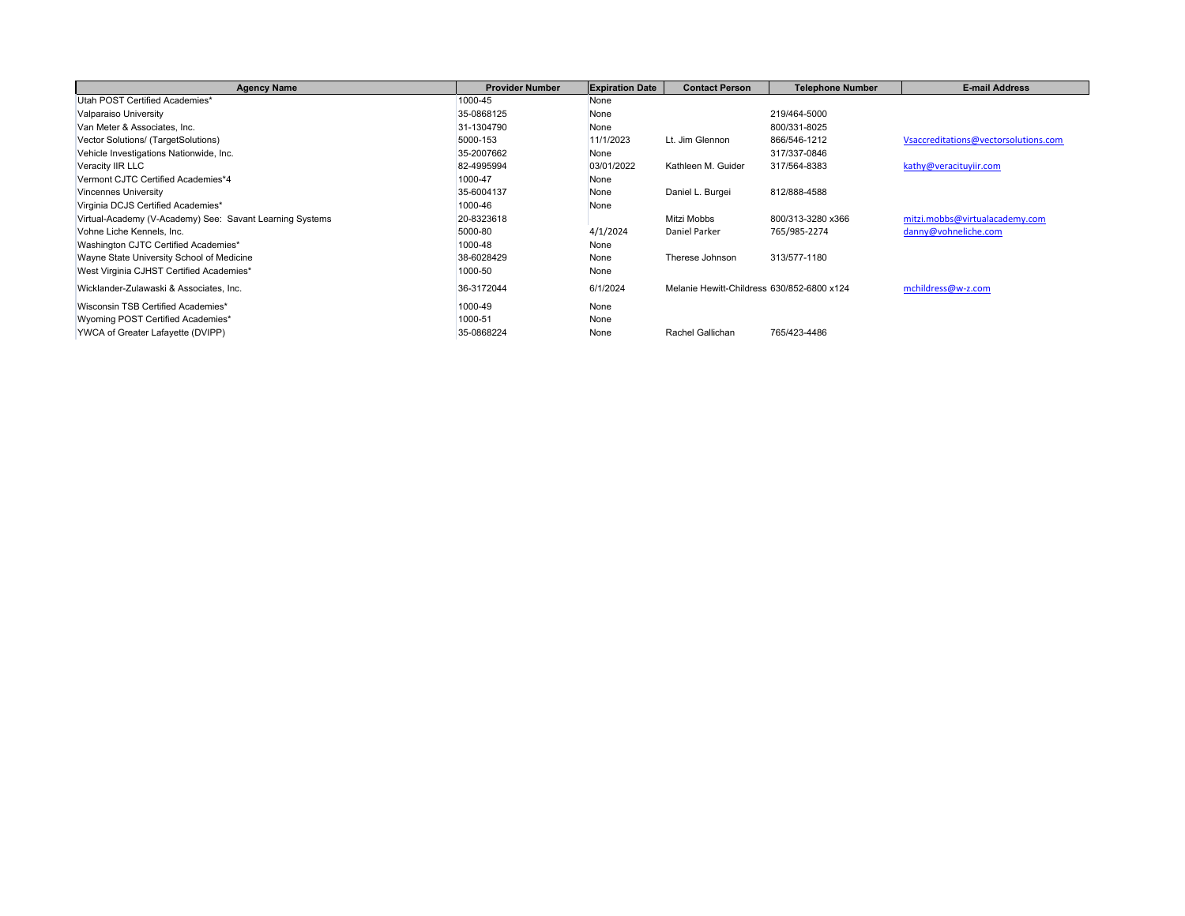| Agency Name | Provider Number | Expiration Date | Contact Person | Telephone Number | E-mail Address |
|---|---|---|---|---|---|
| Utah POST Certified Academies* | 1000-45 | None | | | |
| Valparaiso University | 35-0868125 | None | | 219/464-5000 | |
| Van Meter & Associates, Inc. | 31-1304790 | None | | 800/331-8025 | |
| Vector Solutions/ (TargetSolutions) | 5000-153 | 11/1/2023 | Lt. Jim Glennon | 866/546-1212 | Vsaccreditations@vectorsolutions.com |
| Vehicle Investigations Nationwide, Inc. | 35-2007662 | None | | 317/337-0846 | |
| Veracity IIR LLC | 82-4995994 | 03/01/2022 | Kathleen M. Guider | 317/564-8383 | kathy@veracituyiir.com |
| Vermont CJTC Certified Academies*4 | 1000-47 | None | | | |
| Vincennes University | 35-6004137 | None | Daniel L. Burgei | 812/888-4588 | |
| Virginia DCJS Certified Academies* | 1000-46 | None | | | |
| Virtual-Academy (V-Academy) See: Savant Learning Systems | 20-8323618 | | Mitzi Mobbs | 800/313-3280 x366 | mitzi.mobbs@virtualacademy.com |
| Vohne Liche Kennels, Inc. | 5000-80 | 4/1/2024 | Daniel Parker | 765/985-2274 | danny@vohneliche.com |
| Washington CJTC Certified Academies* | 1000-48 | None | | | |
| Wayne State University School of Medicine | 38-6028429 | None | Therese Johnson | 313/577-1180 | |
| West Virginia CJHST Certified Academies* | 1000-50 | None | | | |
| Wicklander-Zulawaski & Associates, Inc. | 36-3172044 | 6/1/2024 | Melanie Hewitt-Childress | 630/852-6800 x124 | mchildress@w-z.com |
| Wisconsin TSB Certified Academies* | 1000-49 | None | | | |
| Wyoming POST Certified Academies* | 1000-51 | None | | | |
| YWCA of Greater Lafayette (DVIPP) | 35-0868224 | None | Rachel Gallichan | 765/423-4486 | |